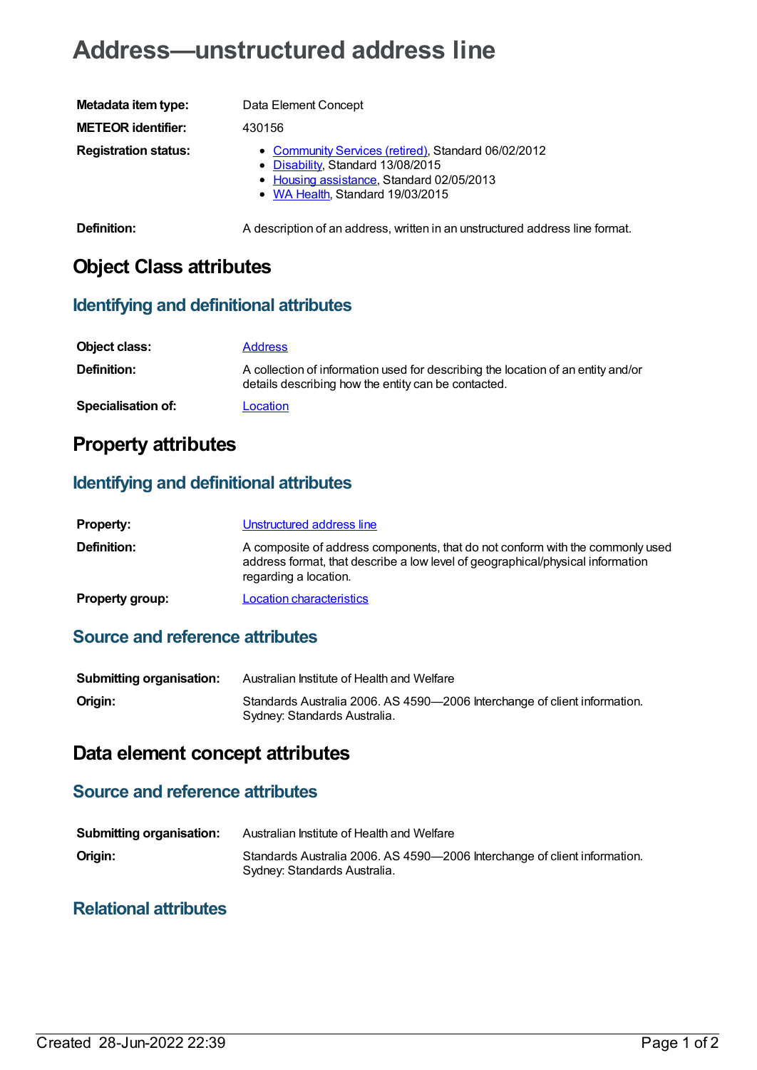# Address—unstructured address line

| | |
|---|---|
| **Metadata item type:** | Data Element Concept |
| **METEOR identifier:** | 430156 |
| **Registration status:** | • Community Services (retired), Standard 06/02/2012<br>• Disability, Standard 13/08/2015<br>• Housing assistance, Standard 02/05/2013<br>• WA Health, Standard 19/03/2015 |
| **Definition:** | A description of an address, written in an unstructured address line format. |

## Object Class attributes

### Identifying and definitional attributes

| | |
|---|---|
| **Object class:** | Address |
| **Definition:** | A collection of information used for describing the location of an entity and/or details describing how the entity can be contacted. |
| **Specialisation of:** | Location |

## Property attributes

### Identifying and definitional attributes

| | |
|---|---|
| **Property:** | Unstructured address line |
| **Definition:** | A composite of address components, that do not conform with the commonly used address format, that describe a low level of geographical/physical information regarding a location. |
| **Property group:** | Location characteristics |

### Source and reference attributes

| | |
|---|---|
| **Submitting organisation:** | Australian Institute of Health and Welfare |
| **Origin:** | Standards Australia 2006. AS 4590—2006 Interchange of client information. Sydney: Standards Australia. |

## Data element concept attributes

### Source and reference attributes

| | |
|---|---|
| **Submitting organisation:** | Australian Institute of Health and Welfare |
| **Origin:** | Standards Australia 2006. AS 4590—2006 Interchange of client information. Sydney: Standards Australia. |

### Relational attributes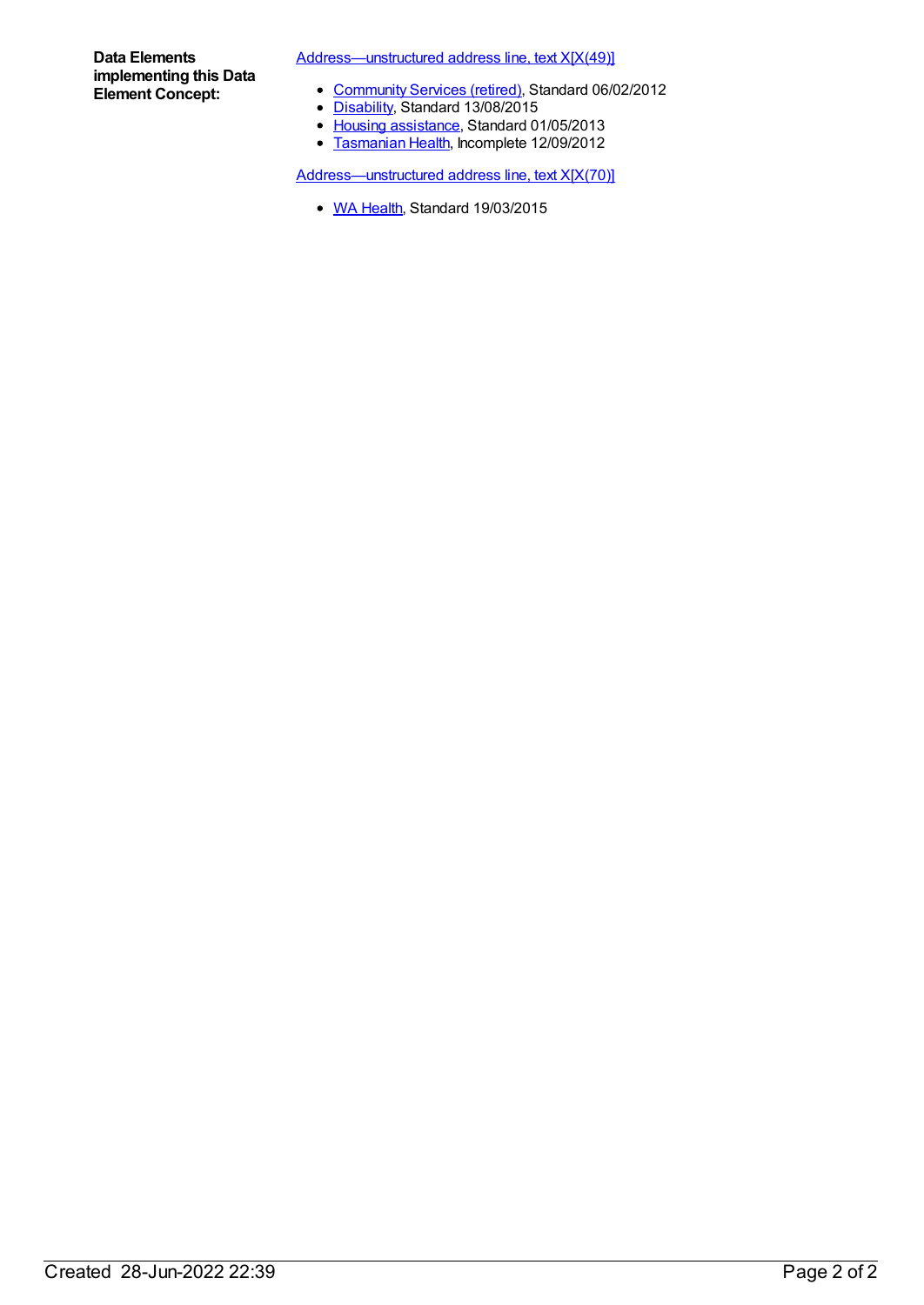**Data Elements implementing this Data Element Concept:**

Address—unstructured address line, text X[X(49)]

- Community Services (retired), Standard 06/02/2012
- Disability, Standard 13/08/2015
- Housing assistance, Standard 01/05/2013
- Tasmanian Health, Incomplete 12/09/2012

Address—unstructured address line, text X[X(70)]

- WA Health, Standard 19/03/2015